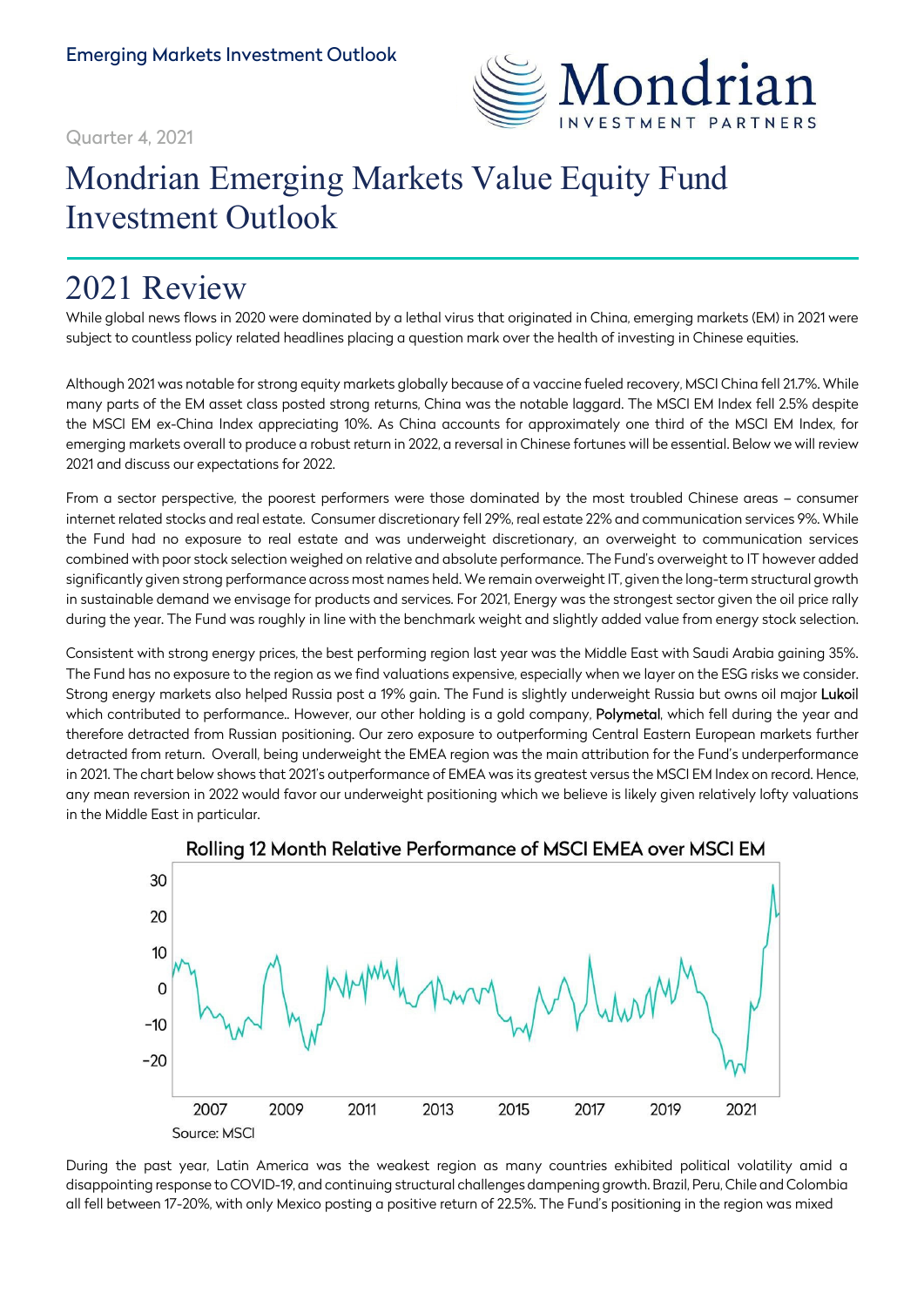Emerging Markets Investment Outlook

Quarter 4, 2021

# Mondrian Emerging Markets Value Equity Fund Investment Outlook

## 2021 Review

While global news flows in 2020 were dominated by a lethal virus that originated in China, emerging markets (EM) in 2021 were subject to countless policy related headlines placing a question mark over the health of investing in Chinese equities.

Although 2021 was notable for strong equity markets globally because of a vaccine fueled recovery, MSCI China fell 21.7%. While many parts of the EM asset class posted strong returns, China was the notable laggard. The MSCI EM Index fell 2.5% despite the MSCI EM ex-China Index appreciating 10%. As China accounts for approximately one third of the MSCI EM Index, for emerging markets overall to produce a robust return in 2022, a reversal in Chinese fortunes will be essential. Below we will review 2021 and discuss our expectations for 2022.

From a sector perspective, the poorest performers were those dominated by the most troubled Chinese areas – consumer internet related stocks and real estate. Consumer discretionary fell 29%, real estate 22% and communication services 9%. While the Fund had no exposure to real estate and was underweight discretionary, an overweight to communication services combined with poor stock selection weighed on relative and absolute performance. The Fund's overweight to IT however added significantly given strong performance across most names held. We remain overweight IT, given the long-term structural growth in sustainable demand we envisage for products and services. For 2021, Energy was the strongest sector given the oil price rally during the year. The Fund was roughly in line with the benchmark weight and slightly added value from energy stock selection.

Consistent with strong energy prices, the best performing region last year was the Middle East with Saudi Arabia gaining 35%. The Fund has no exposure to the region as we find valuations expensive, especially when we layer on the ESG risks we consider. Strong energy markets also helped Russia post a 19% gain. The Fund is slightly underweight Russia but owns oil major **Lukoil** which contributed to performance.. However, our other holding is a gold company, **Polymetal**, which fell during the year and therefore detracted from Russian positioning. Our zero exposure to outperforming Central Eastern European markets further detracted from return. Overall, being underweight the EMEA region was the main attribution for the Fund's underperformance in 2021. The chart below shows that 2021's outperformance of EMEA was its greatest versus the MSCI EM Index on record. Hence, any mean reversion in 2022 would favor our underweight positioning which we believe is likely given relatively lofty valuations in the Middle East in particular.

**Rolling 12 Month Relative Performance of MSCI EMEA over MSCI EM**

Source: MSCI

During the past year, Latin America was the weakest region as many countries exhibited political volatility amid a disappointing response to COVID-19, and continuing structural challenges dampening growth. Brazil, Peru, Chile and Colombia all fell between 17-20%, with only Mexico posting a positive return of 22.5%. The Fund's positioning in the region was mixed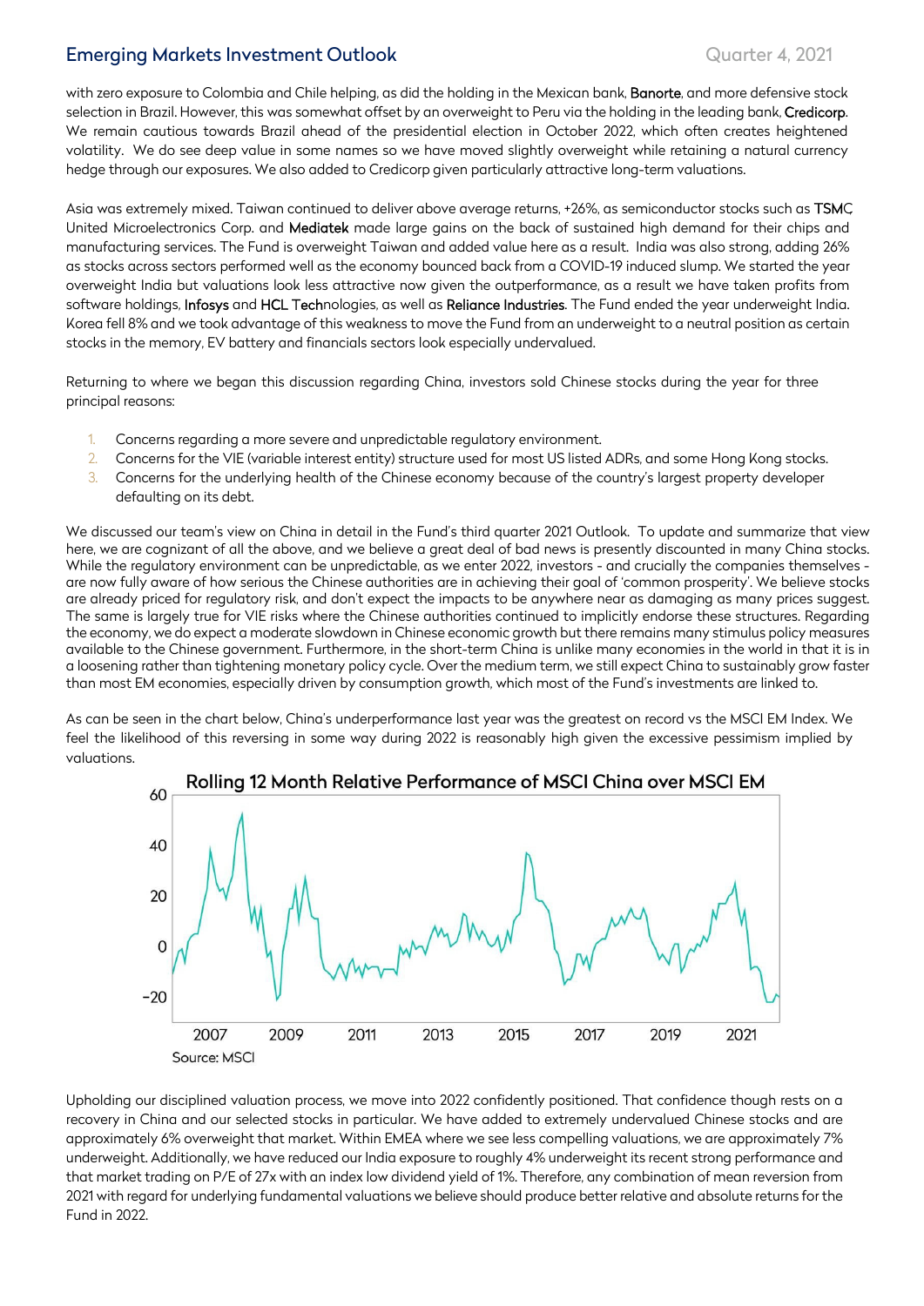with zero exposure to Colombia and Chile helping, as did the holding in the Mexican bank, **Banorte**, and more defensive stock selection in Brazil. However, this was somewhat offset by an overweight to Peru via the holding in the leading bank, **Credicorp**. We remain cautious towards Brazil ahead of the presidential election in October 2022, which often creates heightened volatility. We do see deep value in some names so we have moved slightly overweight while retaining a natural currency hedge through our exposures. We also added to Credicorp given particularly attractive long-term valuations.

Asia was extremely mixed. Taiwan continued to deliver above average returns, +26%, as semiconductor stocks such as **TSMC** United Microelectronics Corp. and **Mediatek** made large gains on the back of sustained high demand for their chips and manufacturing services. The Fund is overweight Taiwan and added value here as a result. India was also strong, adding 26% as stocks across sectors performed well as the economy bounced back from a COVID-19 induced slump. We started the year overweight India but valuations look less attractive now given the outperformance, as a result we have taken profits from software holdings, **Infosys** and **HCL Tech**nologies, as well as **Reliance Industries**. The Fund ended the year underweight India. Korea fell 8% and we took advantage of this weakness to move the Fund from an underweight to a neutral position as certain stocks in the memory, EV battery and financials sectors look especially undervalued.

Returning to where we began this discussion regarding China, investors sold Chinese stocks during the year for three principal reasons:

1. Concerns regarding a more severe and unpredictable regulatory environment.
2. Concerns for the VIE (variable interest entity) structure used for most US listed ADRs, and some Hong Kong stocks.
3. Concerns for the underlying health of the Chinese economy because of the country's largest property developer defaulting on its debt.

We discussed our team's view on China in detail in the Fund's third quarter 2021 Outlook. To update and summarize that view here, we are cognizant of all the above, and we believe a great deal of bad news is presently discounted in many China stocks. While the regulatory environment can be unpredictable, as we enter 2022, investors - and crucially the companies themselves - are now fully aware of how serious the Chinese authorities are in achieving their goal of 'common prosperity'. We believe stocks are already priced for regulatory risk, and don't expect the impacts to be anywhere near as damaging as many prices suggest. The same is largely true for VIE risks where the Chinese authorities continued to implicitly endorse these structures. Regarding the economy, we do expect a moderate slowdown in Chinese economic growth but there remains many stimulus policy measures available to the Chinese government. Furthermore, in the short-term China is unlike many economies in the world in that it is in a loosening rather than tightening monetary policy cycle. Over the medium term, we still expect China to sustainably grow faster than most EM economies, especially driven by consumption growth, which most of the Fund's investments are linked to.

As can be seen in the chart below, China's underperformance last year was the greatest on record vs the MSCI EM Index. We feel the likelihood of this reversing in some way during 2022 is reasonably high given the excessive pessimism implied by valuations.

**Rolling 12 Month Relative Performance of MSCI China over MSCI EM**

Source: MSCI

Upholding our disciplined valuation process, we move into 2022 confidently positioned. That confidence though rests on a recovery in China and our selected stocks in particular. We have added to extremely undervalued Chinese stocks and are approximately 6% overweight that market. Within EMEA where we see less compelling valuations, we are approximately 7% underweight. Additionally, we have reduced our India exposure to roughly 4% underweight its recent strong performance and that market trading on P/E of 27x with an index low dividend yield of 1%. Therefore, any combination of mean reversion from 2021 with regard for underlying fundamental valuations we believe should produce better relative and absolute returns for the Fund in 2022.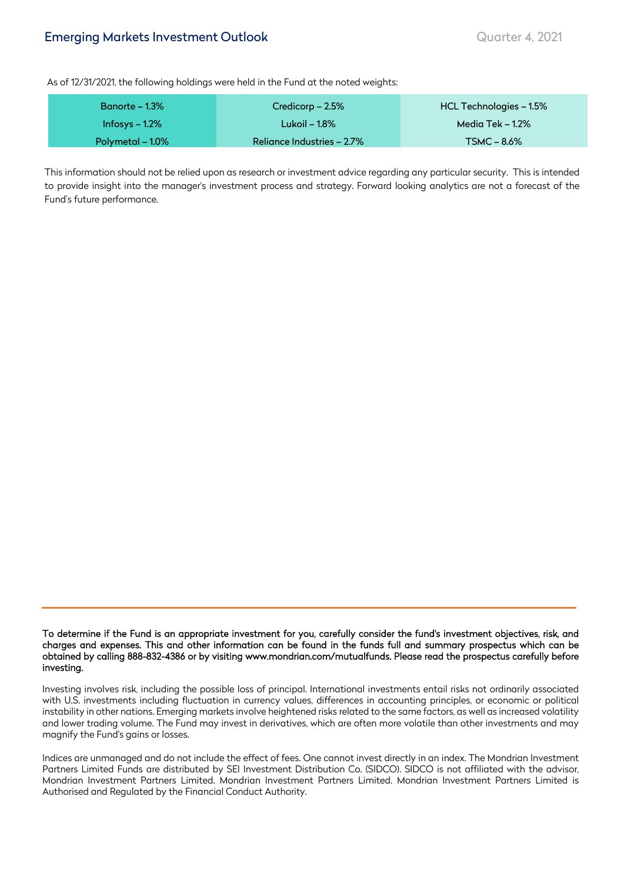As of 12/31/2021, the following holdings were held in the Fund at the noted weights:

| | | |
|---|---|---|
| Banorte – 1.3% | Credicorp – 2.5% | HCL Technologies – 1.5% |
| Infosys – 1.2% | Lukoil – 1.8% | Media Tek – 1.2% |
| Polymetal – 1.0% | Reliance Industries – 2.7% | TSMC – 8.6% |

This information should not be relied upon as research or investment advice regarding any particular security. This is intended to provide insight into the manager's investment process and strategy. Forward looking analytics are not a forecast of the Fund's future performance.

**To determine if the Fund is an appropriate investment for you, carefully consider the fund's investment objectives, risk, and charges and expenses. This and other information can be found in the funds full and summary prospectus which can be obtained by calling 888-832-4386 or by visiting www.mondrian.com/mutualfunds. Please read the prospectus carefully before investing.**

Investing involves risk, including the possible loss of principal. International investments entail risks not ordinarily associated with U.S. investments including fluctuation in currency values, differences in accounting principles, or economic or political instability in other nations. Emerging markets involve heightened risks related to the same factors, as well as increased volatility and lower trading volume. The Fund may invest in derivatives, which are often more volatile than other investments and may magnify the Fund's gains or losses.

Indices are unmanaged and do not include the effect of fees. One cannot invest directly in an index. The Mondrian Investment Partners Limited Funds are distributed by SEI Investment Distribution Co. (SIDCO). SIDCO is not affiliated with the advisor, Mondrian Investment Partners Limited. Mondrian Investment Partners Limited. Mondrian Investment Partners Limited is Authorised and Regulated by the Financial Conduct Authority.